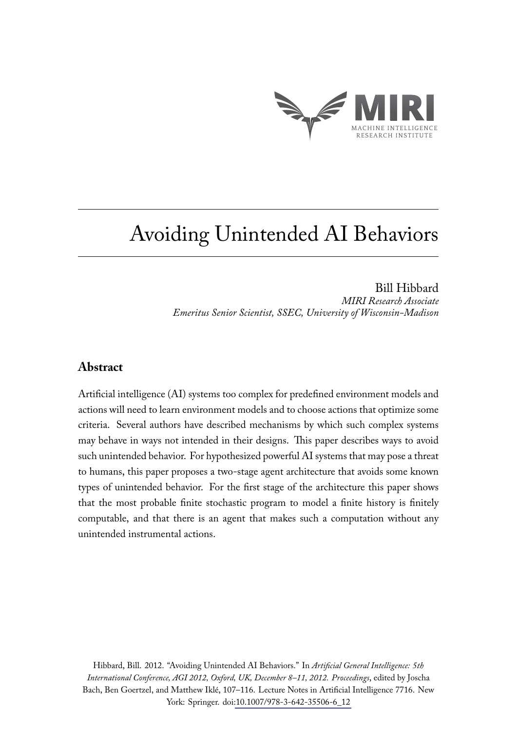# Avoiding Unintended AI Behaviors

Bill Hibbard
*MIRI Research Associate*
*Emeritus Senior Scientist, SSEC, University of Wisconsin-Madison*

## Abstract

Artificial intelligence (AI) systems too complex for predefined environment models and actions will need to learn environment models and to choose actions that optimize some criteria. Several authors have described mechanisms by which such complex systems may behave in ways not intended in their designs. This paper describes ways to avoid such unintended behavior. For hypothesized powerful AI systems that may pose a threat to humans, this paper proposes a two-stage agent architecture that avoids some known types of unintended behavior. For the first stage of the architecture this paper shows that the most probable finite stochastic program to model a finite history is finitely computable, and that there is an agent that makes such a computation without any unintended instrumental actions.

Hibbard, Bill. 2012. "Avoiding Unintended AI Behaviors." In *Artificial General Intelligence: 5th International Conference, AGI 2012, Oxford, UK, December 8–11, 2012. Proceedings*, edited by Joscha Bach, Ben Goertzel, and Matthew Iklé, 107–116. Lecture Notes in Artificial Intelligence 7716. New York: Springer. doi:10.1007/978-3-642-35506-6_12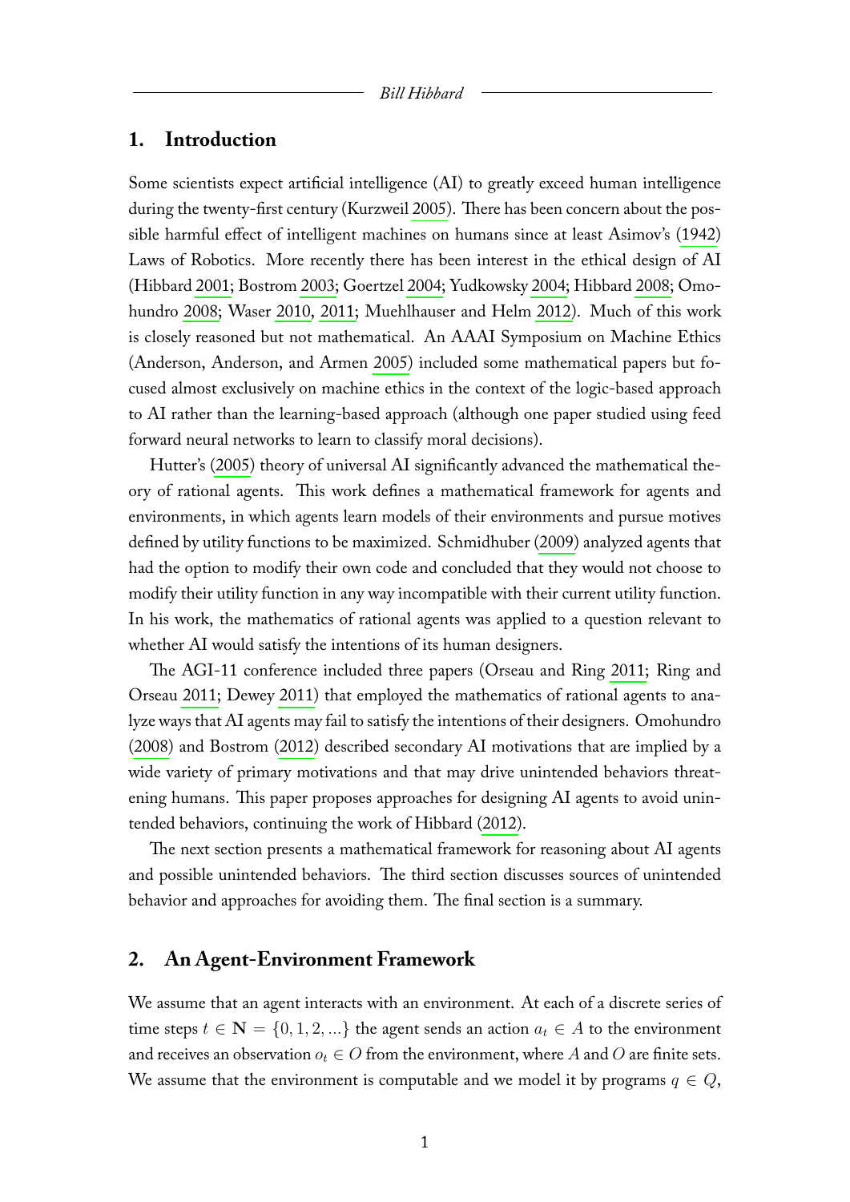## 1. Introduction

Some scientists expect artificial intelligence (AI) to greatly exceed human intelligence during the twenty-first century (Kurzweil 2005). There has been concern about the possible harmful effect of intelligent machines on humans since at least Asimov's (1942) Laws of Robotics. More recently there has been interest in the ethical design of AI (Hibbard 2001; Bostrom 2003; Goertzel 2004; Yudkowsky 2004; Hibbard 2008; Omohundro 2008; Waser 2010, 2011; Muehlhauser and Helm 2012). Much of this work is closely reasoned but not mathematical. An AAAI Symposium on Machine Ethics (Anderson, Anderson, and Armen 2005) included some mathematical papers but focused almost exclusively on machine ethics in the context of the logic-based approach to AI rather than the learning-based approach (although one paper studied using feed forward neural networks to learn to classify moral decisions).

Hutter's (2005) theory of universal AI significantly advanced the mathematical theory of rational agents. This work defines a mathematical framework for agents and environments, in which agents learn models of their environments and pursue motives defined by utility functions to be maximized. Schmidhuber (2009) analyzed agents that had the option to modify their own code and concluded that they would not choose to modify their utility function in any way incompatible with their current utility function. In his work, the mathematics of rational agents was applied to a question relevant to whether AI would satisfy the intentions of its human designers.

The AGI-11 conference included three papers (Orseau and Ring 2011; Ring and Orseau 2011; Dewey 2011) that employed the mathematics of rational agents to analyze ways that AI agents may fail to satisfy the intentions of their designers. Omohundro (2008) and Bostrom (2012) described secondary AI motivations that are implied by a wide variety of primary motivations and that may drive unintended behaviors threatening humans. This paper proposes approaches for designing AI agents to avoid unintended behaviors, continuing the work of Hibbard (2012).

The next section presents a mathematical framework for reasoning about AI agents and possible unintended behaviors. The third section discusses sources of unintended behavior and approaches for avoiding them. The final section is a summary.

## 2. An Agent-Environment Framework

We assume that an agent interacts with an environment. At each of a discrete series of time steps $t \in \mathbf{N} = \{0, 1, 2, ...\}$ the agent sends an action $a_t \in A$ to the environment and receives an observation $o_t \in O$ from the environment, where $A$ and $O$ are finite sets. We assume that the environment is computable and we model it by programs $q \in Q$,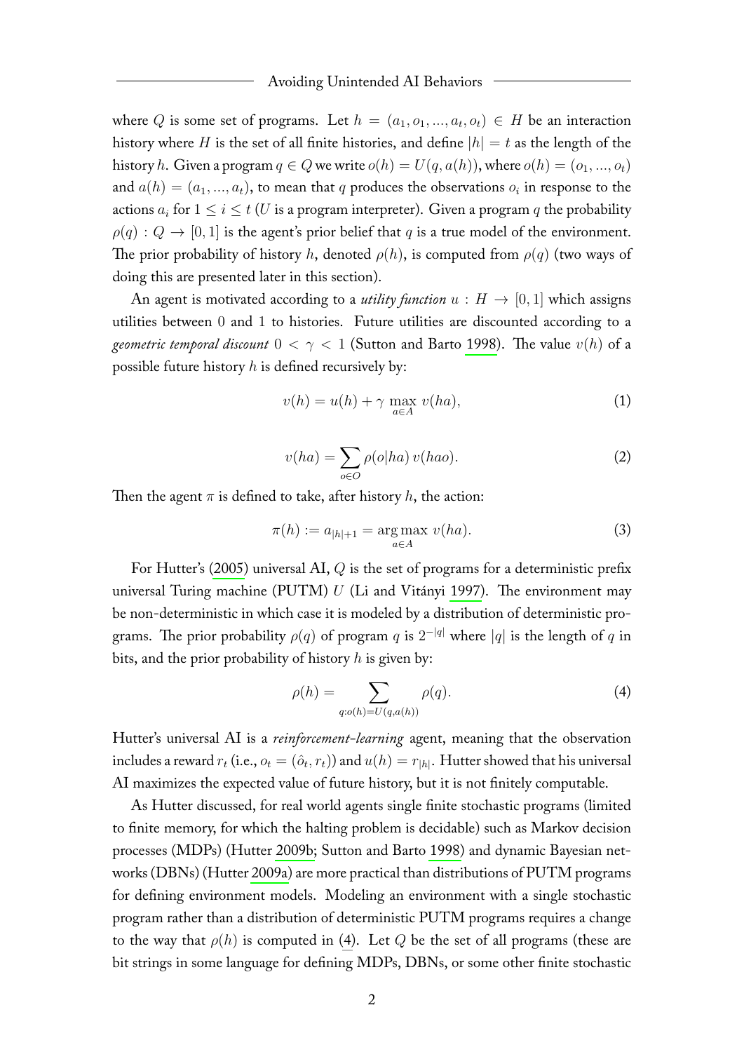where $Q$ is some set of programs. Let $h = (a_1, o_1, ..., a_t, o_t) \in H$ be an interaction history where $H$ is the set of all finite histories, and define $|h| = t$ as the length of the history $h$. Given a program $q \in Q$ we write $o(h) = U(q, a(h))$, where $o(h) = (o_1, ..., o_t)$ and $a(h) = (a_1, ..., a_t)$, to mean that $q$ produces the observations $o_i$ in response to the actions $a_i$ for $1 \leq i \leq t$ ($U$ is a program interpreter). Given a program $q$ the probability $\rho(q) : Q \to [0, 1]$ is the agent's prior belief that $q$ is a true model of the environment. The prior probability of history $h$, denoted $\rho(h)$, is computed from $\rho(q)$ (two ways of doing this are presented later in this section).

An agent is motivated according to a *utility function* $u : H \to [0, 1]$ which assigns utilities between 0 and 1 to histories. Future utilities are discounted according to a *geometric temporal discount* $0 < \gamma < 1$ (Sutton and Barto 1998). The value $v(h)$ of a possible future history $h$ is defined recursively by:

$$v(h) = u(h) + \gamma \max_{a \in A} v(ha), \tag{1}$$

$$v(ha) = \sum_{o \in O} \rho(o|ha)\, v(hao). \tag{2}$$

Then the agent $\pi$ is defined to take, after history $h$, the action:

$$\pi(h) := a_{|h|+1} = \arg\max_{a \in A} v(ha). \tag{3}$$

For Hutter's (2005) universal AI, $Q$ is the set of programs for a deterministic prefix universal Turing machine (PUTM) $U$ (Li and Vitányi 1997). The environment may be non-deterministic in which case it is modeled by a distribution of deterministic programs. The prior probability $\rho(q)$ of program $q$ is $2^{-|q|}$ where $|q|$ is the length of $q$ in bits, and the prior probability of history $h$ is given by:

$$\rho(h) = \sum_{q : o(h) = U(q, a(h))} \rho(q). \tag{4}$$

Hutter's universal AI is a *reinforcement-learning* agent, meaning that the observation includes a reward $r_t$ (i.e., $o_t = (\hat{o}_t, r_t)$) and $u(h) = r_{|h|}$. Hutter showed that his universal AI maximizes the expected value of future history, but it is not finitely computable.

As Hutter discussed, for real world agents single finite stochastic programs (limited to finite memory, for which the halting problem is decidable) such as Markov decision processes (MDPs) (Hutter 2009b; Sutton and Barto 1998) and dynamic Bayesian networks (DBNs) (Hutter 2009a) are more practical than distributions of PUTM programs for defining environment models. Modeling an environment with a single stochastic program rather than a distribution of deterministic PUTM programs requires a change to the way that $\rho(h)$ is computed in (4). Let $Q$ be the set of all programs (these are bit strings in some language for defining MDPs, DBNs, or some other finite stochastic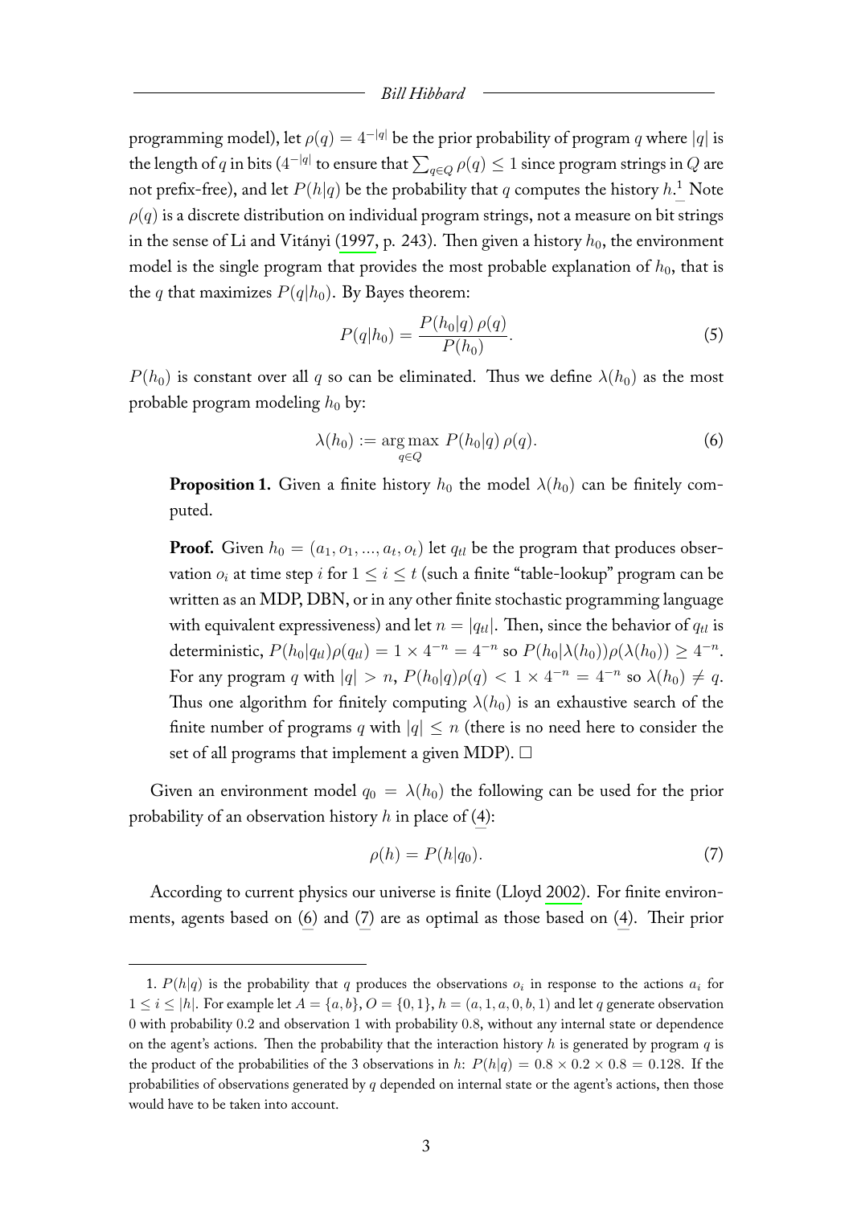programming model), let $\rho(q) = 4^{-|q|}$ be the prior probability of program $q$ where $|q|$ is the length of $q$ in bits ($4^{-|q|}$ to ensure that $\sum_{q \in Q} \rho(q) \leq 1$ since program strings in $Q$ are not prefix-free), and let $P(h|q)$ be the probability that $q$ computes the history $h$.[1] Note $\rho(q)$ is a discrete distribution on individual program strings, not a measure on bit strings in the sense of Li and Vitányi (1997, p. 243). Then given a history $h_0$, the environment model is the single program that provides the most probable explanation of $h_0$, that is the $q$ that maximizes $P(q|h_0)$. By Bayes theorem:

$$P(q|h_0) = \frac{P(h_0|q)\,\rho(q)}{P(h_0)}. \tag{5}$$

$P(h_0)$ is constant over all $q$ so can be eliminated. Thus we define $\lambda(h_0)$ as the most probable program modeling $h_0$ by:

$$\lambda(h_0) := \operatorname*{arg\,max}_{q \in Q} \; P(h_0|q)\,\rho(q). \tag{6}$$

**Proposition 1.** Given a finite history $h_0$ the model $\lambda(h_0)$ can be finitely computed.

**Proof.** Given $h_0 = (a_1, o_1, ..., a_t, o_t)$ let $q_{tl}$ be the program that produces observation $o_i$ at time step $i$ for $1 \leq i \leq t$ (such a finite "table-lookup" program can be written as an MDP, DBN, or in any other finite stochastic programming language with equivalent expressiveness) and let $n = |q_{tl}|$. Then, since the behavior of $q_{tl}$ is deterministic, $P(h_0|q_{tl})\rho(q_{tl}) = 1 \times 4^{-n} = 4^{-n}$ so $P(h_0|\lambda(h_0))\rho(\lambda(h_0)) \geq 4^{-n}$. For any program $q$ with $|q| > n$, $P(h_0|q)\rho(q) < 1 \times 4^{-n} = 4^{-n}$ so $\lambda(h_0) \neq q$. Thus one algorithm for finitely computing $\lambda(h_0)$ is an exhaustive search of the finite number of programs $q$ with $|q| \leq n$ (there is no need here to consider the set of all programs that implement a given MDP). □

Given an environment model $q_0 = \lambda(h_0)$ the following can be used for the prior probability of an observation history $h$ in place of (4):

$$\rho(h) = P(h|q_0). \tag{7}$$

According to current physics our universe is finite (Lloyd 2002). For finite environments, agents based on (6) and (7) are as optimal as those based on (4). Their prior

---

1. $P(h|q)$ is the probability that $q$ produces the observations $o_i$ in response to the actions $a_i$ for $1 \leq i \leq |h|$. For example let $A = \{a, b\}$, $O = \{0, 1\}$, $h = (a, 1, a, 0, b, 1)$ and let $q$ generate observation 0 with probability 0.2 and observation 1 with probability 0.8, without any internal state or dependence on the agent's actions. Then the probability that the interaction history $h$ is generated by program $q$ is the product of the probabilities of the 3 observations in $h$: $P(h|q) = 0.8 \times 0.2 \times 0.8 = 0.128$. If the probabilities of observations generated by $q$ depended on internal state or the agent's actions, then those would have to be taken into account.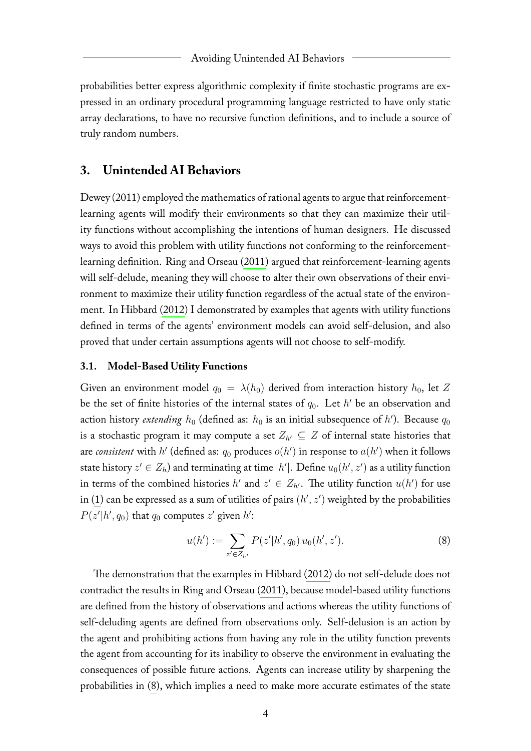probabilities better express algorithmic complexity if finite stochastic programs are expressed in an ordinary procedural programming language restricted to have only static array declarations, to have no recursive function definitions, and to include a source of truly random numbers.

## 3. Unintended AI Behaviors

Dewey (2011) employed the mathematics of rational agents to argue that reinforcement-learning agents will modify their environments so that they can maximize their utility functions without accomplishing the intentions of human designers. He discussed ways to avoid this problem with utility functions not conforming to the reinforcement-learning definition. Ring and Orseau (2011) argued that reinforcement-learning agents will self-delude, meaning they will choose to alter their own observations of their environment to maximize their utility function regardless of the actual state of the environment. In Hibbard (2012) I demonstrated by examples that agents with utility functions defined in terms of the agents' environment models can avoid self-delusion, and also proved that under certain assumptions agents will not choose to self-modify.

### 3.1. Model-Based Utility Functions

Given an environment model $q_0 = \lambda(h_0)$ derived from interaction history $h_0$, let $Z$ be the set of finite histories of the internal states of $q_0$. Let $h'$ be an observation and action history *extending* $h_0$ (defined as: $h_0$ is an initial subsequence of $h'$). Because $q_0$ is a stochastic program it may compute a set $Z_{h'} \subseteq Z$ of internal state histories that are *consistent* with $h'$ (defined as: $q_0$ produces $o(h')$ in response to $a(h')$ when it follows state history $z' \in Z_h$) and terminating at time $|h'|$. Define $u_0(h', z')$ as a utility function in terms of the combined histories $h'$ and $z' \in Z_{h'}$. The utility function $u(h')$ for use in (1) can be expressed as a sum of utilities of pairs $(h', z')$ weighted by the probabilities $P(z'|h', q_0)$ that $q_0$ computes $z'$ given $h'$:

$$u(h') := \sum_{z' \in Z_{h'}} P(z'|h', q_0)\, u_0(h', z'). \tag{8}$$

The demonstration that the examples in Hibbard (2012) do not self-delude does not contradict the results in Ring and Orseau (2011), because model-based utility functions are defined from the history of observations and actions whereas the utility functions of self-deluding agents are defined from observations only. Self-delusion is an action by the agent and prohibiting actions from having any role in the utility function prevents the agent from accounting for its inability to observe the environment in evaluating the consequences of possible future actions. Agents can increase utility by sharpening the probabilities in (8), which implies a need to make more accurate estimates of the state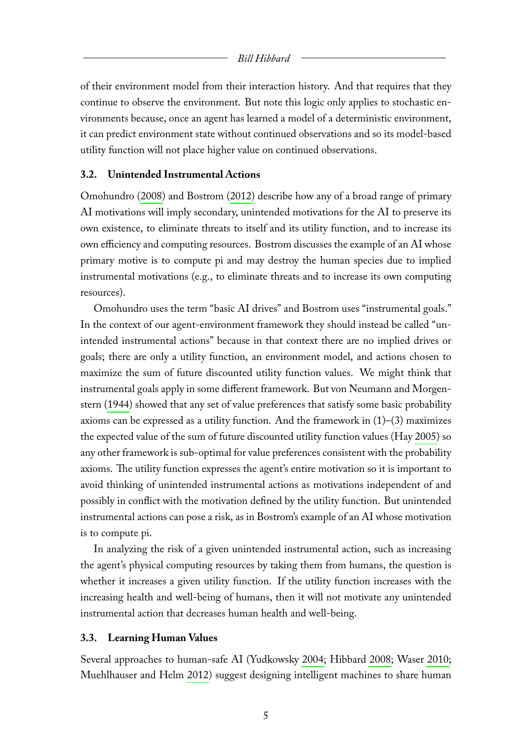of their environment model from their interaction history. And that requires that they continue to observe the environment. But note this logic only applies to stochastic environments because, once an agent has learned a model of a deterministic environment, it can predict environment state without continued observations and so its model-based utility function will not place higher value on continued observations.

### 3.2. Unintended Instrumental Actions

Omohundro (2008) and Bostrom (2012) describe how any of a broad range of primary AI motivations will imply secondary, unintended motivations for the AI to preserve its own existence, to eliminate threats to itself and its utility function, and to increase its own efficiency and computing resources. Bostrom discusses the example of an AI whose primary motive is to compute pi and may destroy the human species due to implied instrumental motivations (e.g., to eliminate threats and to increase its own computing resources).

Omohundro uses the term "basic AI drives" and Bostrom uses "instrumental goals." In the context of our agent-environment framework they should instead be called "unintended instrumental actions" because in that context there are no implied drives or goals; there are only a utility function, an environment model, and actions chosen to maximize the sum of future discounted utility function values. We might think that instrumental goals apply in some different framework. But von Neumann and Morgenstern (1944) showed that any set of value preferences that satisfy some basic probability axioms can be expressed as a utility function. And the framework in (1)–(3) maximizes the expected value of the sum of future discounted utility function values (Hay 2005) so any other framework is sub-optimal for value preferences consistent with the probability axioms. The utility function expresses the agent's entire motivation so it is important to avoid thinking of unintended instrumental actions as motivations independent of and possibly in conflict with the motivation defined by the utility function. But unintended instrumental actions can pose a risk, as in Bostrom's example of an AI whose motivation is to compute pi.

In analyzing the risk of a given unintended instrumental action, such as increasing the agent's physical computing resources by taking them from humans, the question is whether it increases a given utility function. If the utility function increases with the increasing health and well-being of humans, then it will not motivate any unintended instrumental action that decreases human health and well-being.

### 3.3. Learning Human Values

Several approaches to human-safe AI (Yudkowsky 2004; Hibbard 2008; Waser 2010; Muehlhauser and Helm 2012) suggest designing intelligent machines to share human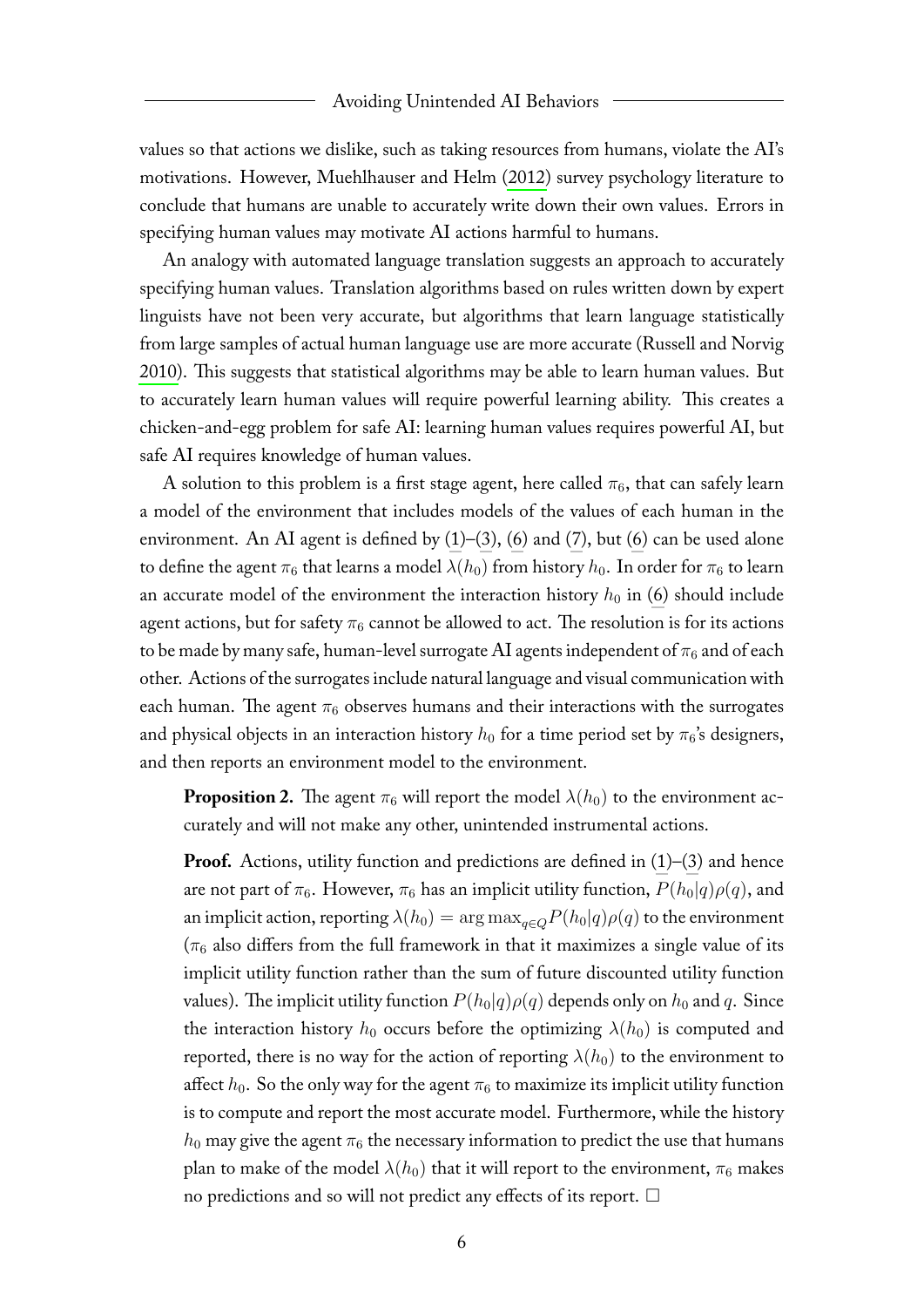values so that actions we dislike, such as taking resources from humans, violate the AI's motivations. However, Muehlhauser and Helm (2012) survey psychology literature to conclude that humans are unable to accurately write down their own values. Errors in specifying human values may motivate AI actions harmful to humans.

An analogy with automated language translation suggests an approach to accurately specifying human values. Translation algorithms based on rules written down by expert linguists have not been very accurate, but algorithms that learn language statistically from large samples of actual human language use are more accurate (Russell and Norvig 2010). This suggests that statistical algorithms may be able to learn human values. But to accurately learn human values will require powerful learning ability. This creates a chicken-and-egg problem for safe AI: learning human values requires powerful AI, but safe AI requires knowledge of human values.

A solution to this problem is a first stage agent, here called $\pi_6$, that can safely learn a model of the environment that includes models of the values of each human in the environment. An AI agent is defined by (1)–(3), (6) and (7), but (6) can be used alone to define the agent $\pi_6$ that learns a model $\lambda(h_0)$ from history $h_0$. In order for $\pi_6$ to learn an accurate model of the environment the interaction history $h_0$ in (6) should include agent actions, but for safety $\pi_6$ cannot be allowed to act. The resolution is for its actions to be made by many safe, human-level surrogate AI agents independent of $\pi_6$ and of each other. Actions of the surrogates include natural language and visual communication with each human. The agent $\pi_6$ observes humans and their interactions with the surrogates and physical objects in an interaction history $h_0$ for a time period set by $\pi_6$'s designers, and then reports an environment model to the environment.

**Proposition 2.** The agent $\pi_6$ will report the model $\lambda(h_0)$ to the environment accurately and will not make any other, unintended instrumental actions.

**Proof.** Actions, utility function and predictions are defined in (1)–(3) and hence are not part of $\pi_6$. However, $\pi_6$ has an implicit utility function, $P(h_0|q)\rho(q)$, and an implicit action, reporting $\lambda(h_0) = \arg\max_{q \in Q} P(h_0|q)\rho(q)$ to the environment ($\pi_6$ also differs from the full framework in that it maximizes a single value of its implicit utility function rather than the sum of future discounted utility function values). The implicit utility function $P(h_0|q)\rho(q)$ depends only on $h_0$ and $q$. Since the interaction history $h_0$ occurs before the optimizing $\lambda(h_0)$ is computed and reported, there is no way for the action of reporting $\lambda(h_0)$ to the environment to affect $h_0$. So the only way for the agent $\pi_6$ to maximize its implicit utility function is to compute and report the most accurate model. Furthermore, while the history $h_0$ may give the agent $\pi_6$ the necessary information to predict the use that humans plan to make of the model $\lambda(h_0)$ that it will report to the environment, $\pi_6$ makes no predictions and so will not predict any effects of its report. □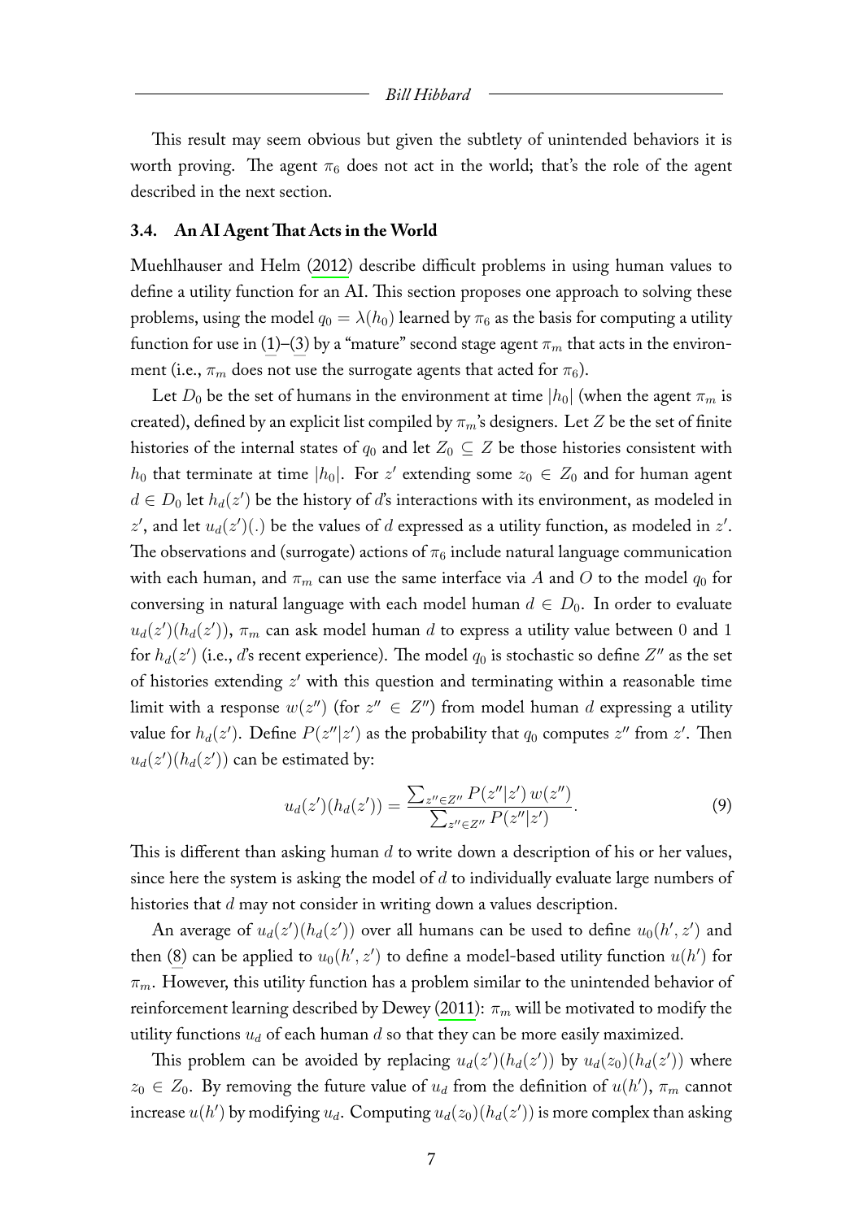This result may seem obvious but given the subtlety of unintended behaviors it is worth proving. The agent $\pi_6$ does not act in the world; that's the role of the agent described in the next section.

### 3.4. An AI Agent That Acts in the World

Muehlhauser and Helm (2012) describe difficult problems in using human values to define a utility function for an AI. This section proposes one approach to solving these problems, using the model $q_0 = \lambda(h_0)$ learned by $\pi_6$ as the basis for computing a utility function for use in (1)–(3) by a "mature" second stage agent $\pi_m$ that acts in the environment (i.e., $\pi_m$ does not use the surrogate agents that acted for $\pi_6$).

Let $D_0$ be the set of humans in the environment at time $|h_0|$ (when the agent $\pi_m$ is created), defined by an explicit list compiled by $\pi_m$'s designers. Let $Z$ be the set of finite histories of the internal states of $q_0$ and let $Z_0 \subseteq Z$ be those histories consistent with $h_0$ that terminate at time $|h_0|$. For $z'$ extending some $z_0 \in Z_0$ and for human agent $d \in D_0$ let $h_d(z')$ be the history of $d$'s interactions with its environment, as modeled in $z'$, and let $u_d(z')(.)$ be the values of $d$ expressed as a utility function, as modeled in $z'$. The observations and (surrogate) actions of $\pi_6$ include natural language communication with each human, and $\pi_m$ can use the same interface via $A$ and $O$ to the model $q_0$ for conversing in natural language with each model human $d \in D_0$. In order to evaluate $u_d(z')(h_d(z'))$, $\pi_m$ can ask model human $d$ to express a utility value between $0$ and $1$ for $h_d(z')$ (i.e., $d$'s recent experience). The model $q_0$ is stochastic so define $Z''$ as the set of histories extending $z'$ with this question and terminating within a reasonable time limit with a response $w(z'')$ (for $z'' \in Z''$) from model human $d$ expressing a utility value for $h_d(z')$. Define $P(z''|z')$ as the probability that $q_0$ computes $z''$ from $z'$. Then $u_d(z')(h_d(z'))$ can be estimated by:

$$u_d(z')(h_d(z')) = \frac{\sum_{z'' \in Z''} P(z''|z')\, w(z'')}{\sum_{z'' \in Z''} P(z''|z')}. \tag{9}$$

This is different than asking human $d$ to write down a description of his or her values, since here the system is asking the model of $d$ to individually evaluate large numbers of histories that $d$ may not consider in writing down a values description.

An average of $u_d(z')(h_d(z'))$ over all humans can be used to define $u_0(h', z')$ and then (8) can be applied to $u_0(h', z')$ to define a model-based utility function $u(h')$ for $\pi_m$. However, this utility function has a problem similar to the unintended behavior of reinforcement learning described by Dewey (2011): $\pi_m$ will be motivated to modify the utility functions $u_d$ of each human $d$ so that they can be more easily maximized.

This problem can be avoided by replacing $u_d(z')(h_d(z'))$ by $u_d(z_0)(h_d(z'))$ where $z_0 \in Z_0$. By removing the future value of $u_d$ from the definition of $u(h')$, $\pi_m$ cannot increase $u(h')$ by modifying $u_d$. Computing $u_d(z_0)(h_d(z'))$ is more complex than asking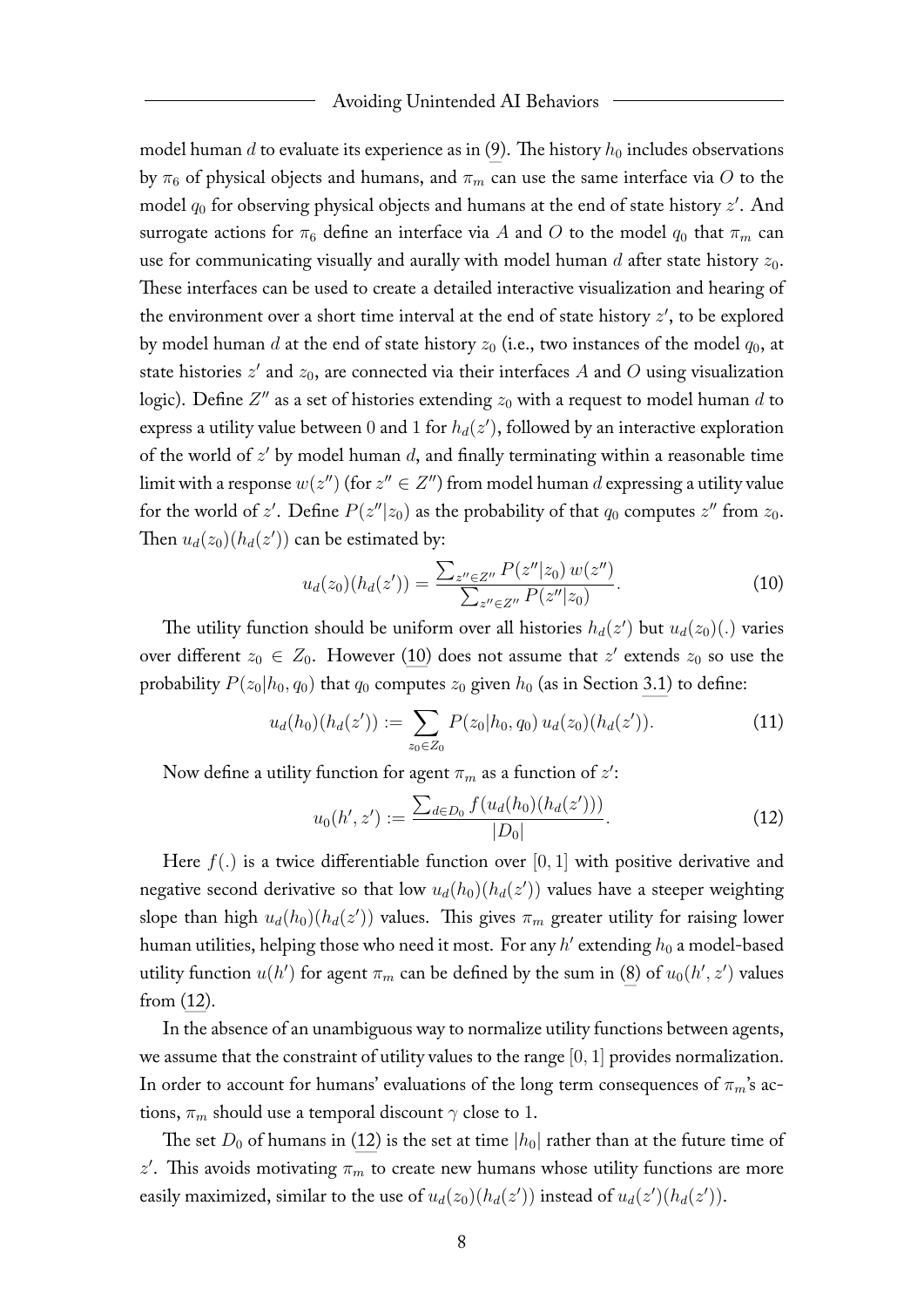model human $d$ to evaluate its experience as in (9). The history $h_0$ includes observations by $\pi_6$ of physical objects and humans, and $\pi_m$ can use the same interface via $O$ to the model $q_0$ for observing physical objects and humans at the end of state history $z'$. And surrogate actions for $\pi_6$ define an interface via $A$ and $O$ to the model $q_0$ that $\pi_m$ can use for communicating visually and aurally with model human $d$ after state history $z_0$. These interfaces can be used to create a detailed interactive visualization and hearing of the environment over a short time interval at the end of state history $z'$, to be explored by model human $d$ at the end of state history $z_0$ (i.e., two instances of the model $q_0$, at state histories $z'$ and $z_0$, are connected via their interfaces $A$ and $O$ using visualization logic). Define $Z''$ as a set of histories extending $z_0$ with a request to model human $d$ to express a utility value between 0 and 1 for $h_d(z')$, followed by an interactive exploration of the world of $z'$ by model human $d$, and finally terminating within a reasonable time limit with a response $w(z'')$ (for $z'' \in Z''$) from model human $d$ expressing a utility value for the world of $z'$. Define $P(z''|z_0)$ as the probability of that $q_0$ computes $z''$ from $z_0$. Then $u_d(z_0)(h_d(z'))$ can be estimated by:

$$u_d(z_0)(h_d(z')) = \frac{\sum_{z'' \in Z''} P(z''|z_0)\, w(z'')}{\sum_{z'' \in Z''} P(z''|z_0)}. \tag{10}$$

The utility function should be uniform over all histories $h_d(z')$ but $u_d(z_0)(.)$ varies over different $z_0 \in Z_0$. However (10) does not assume that $z'$ extends $z_0$ so use the probability $P(z_0|h_0, q_0)$ that $q_0$ computes $z_0$ given $h_0$ (as in Section 3.1) to define:

$$u_d(h_0)(h_d(z')) := \sum_{z_0 \in Z_0} P(z_0|h_0, q_0)\, u_d(z_0)(h_d(z')). \tag{11}$$

Now define a utility function for agent $\pi_m$ as a function of $z'$:

$$u_0(h', z') := \frac{\sum_{d \in D_0} f(u_d(h_0)(h_d(z')))}{|D_0|}. \tag{12}$$

Here $f(.)$ is a twice differentiable function over $[0, 1]$ with positive derivative and negative second derivative so that low $u_d(h_0)(h_d(z'))$ values have a steeper weighting slope than high $u_d(h_0)(h_d(z'))$ values. This gives $\pi_m$ greater utility for raising lower human utilities, helping those who need it most. For any $h'$ extending $h_0$ a model-based utility function $u(h')$ for agent $\pi_m$ can be defined by the sum in (8) of $u_0(h', z')$ values from (12).

In the absence of an unambiguous way to normalize utility functions between agents, we assume that the constraint of utility values to the range $[0, 1]$ provides normalization. In order to account for humans' evaluations of the long term consequences of $\pi_m$'s actions, $\pi_m$ should use a temporal discount $\gamma$ close to 1.

The set $D_0$ of humans in (12) is the set at time $|h_0|$ rather than at the future time of $z'$. This avoids motivating $\pi_m$ to create new humans whose utility functions are more easily maximized, similar to the use of $u_d(z_0)(h_d(z'))$ instead of $u_d(z')(h_d(z'))$.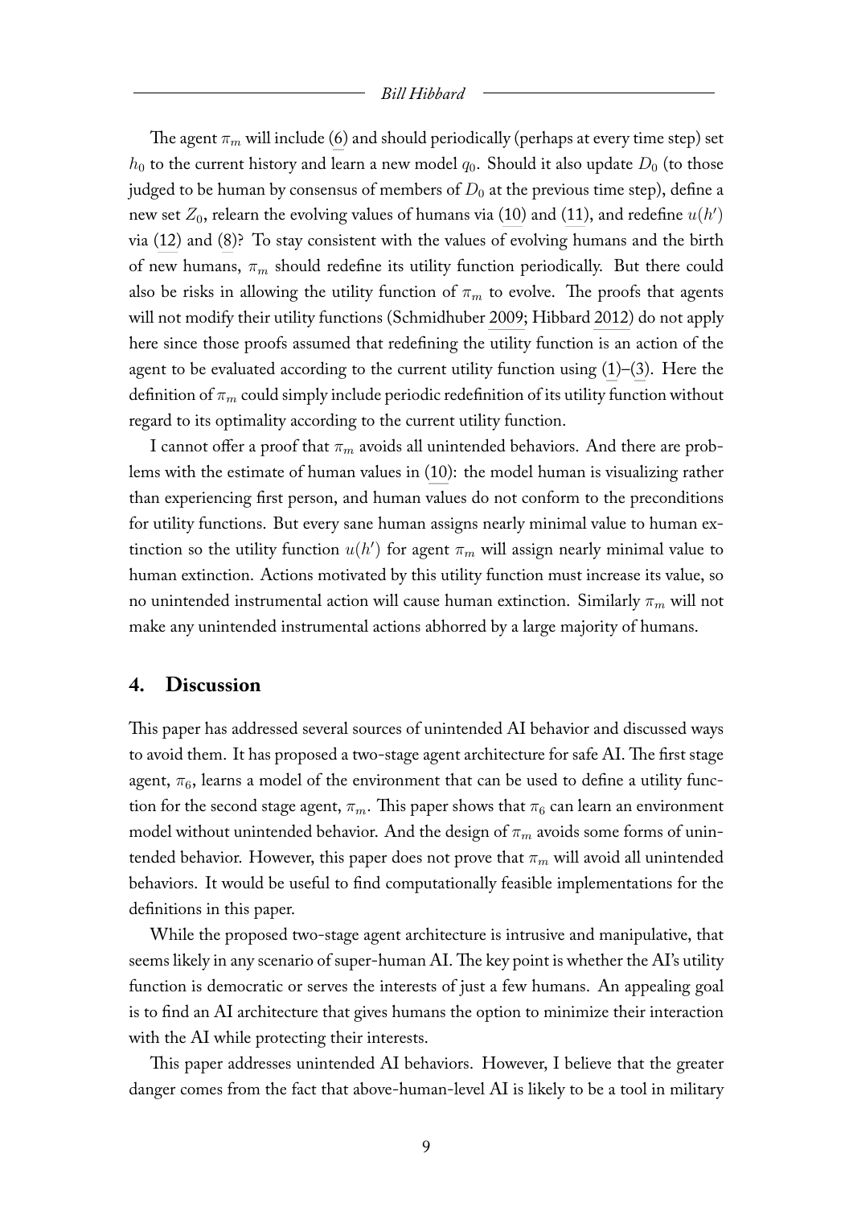The agent $\pi_m$ will include (6) and should periodically (perhaps at every time step) set $h_0$ to the current history and learn a new model $q_0$. Should it also update $D_0$ (to those judged to be human by consensus of members of $D_0$ at the previous time step), define a new set $Z_0$, relearn the evolving values of humans via (10) and (11), and redefine $u(h')$ via (12) and (8)? To stay consistent with the values of evolving humans and the birth of new humans, $\pi_m$ should redefine its utility function periodically. But there could also be risks in allowing the utility function of $\pi_m$ to evolve. The proofs that agents will not modify their utility functions (Schmidhuber 2009; Hibbard 2012) do not apply here since those proofs assumed that redefining the utility function is an action of the agent to be evaluated according to the current utility function using (1)–(3). Here the definition of $\pi_m$ could simply include periodic redefinition of its utility function without regard to its optimality according to the current utility function.

I cannot offer a proof that $\pi_m$ avoids all unintended behaviors. And there are problems with the estimate of human values in (10): the model human is visualizing rather than experiencing first person, and human values do not conform to the preconditions for utility functions. But every sane human assigns nearly minimal value to human extinction so the utility function $u(h')$ for agent $\pi_m$ will assign nearly minimal value to human extinction. Actions motivated by this utility function must increase its value, so no unintended instrumental action will cause human extinction. Similarly $\pi_m$ will not make any unintended instrumental actions abhorred by a large majority of humans.

## 4. Discussion

This paper has addressed several sources of unintended AI behavior and discussed ways to avoid them. It has proposed a two-stage agent architecture for safe AI. The first stage agent, $\pi_6$, learns a model of the environment that can be used to define a utility function for the second stage agent, $\pi_m$. This paper shows that $\pi_6$ can learn an environment model without unintended behavior. And the design of $\pi_m$ avoids some forms of unintended behavior. However, this paper does not prove that $\pi_m$ will avoid all unintended behaviors. It would be useful to find computationally feasible implementations for the definitions in this paper.

While the proposed two-stage agent architecture is intrusive and manipulative, that seems likely in any scenario of super-human AI. The key point is whether the AI's utility function is democratic or serves the interests of just a few humans. An appealing goal is to find an AI architecture that gives humans the option to minimize their interaction with the AI while protecting their interests.

This paper addresses unintended AI behaviors. However, I believe that the greater danger comes from the fact that above-human-level AI is likely to be a tool in military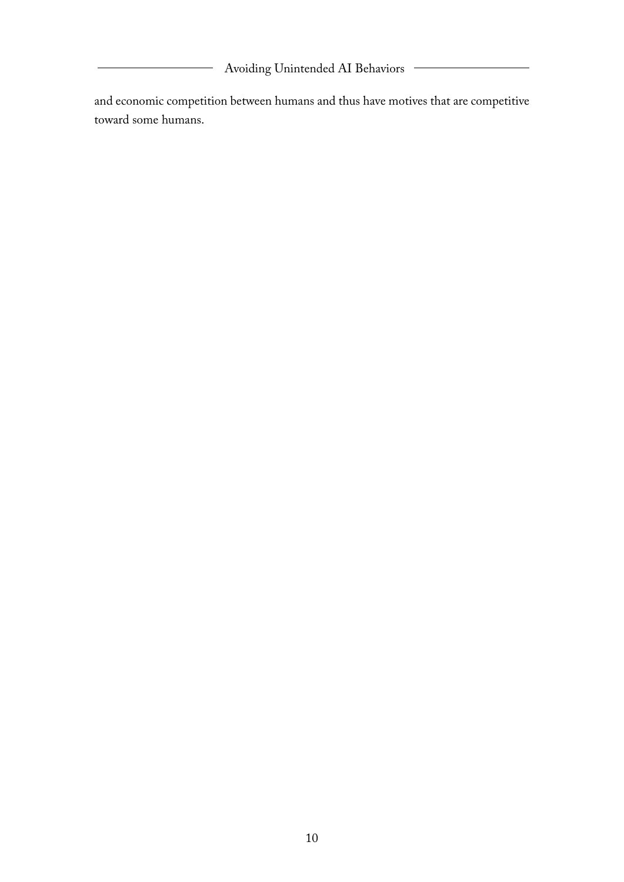and economic competition between humans and thus have motives that are competitive toward some humans.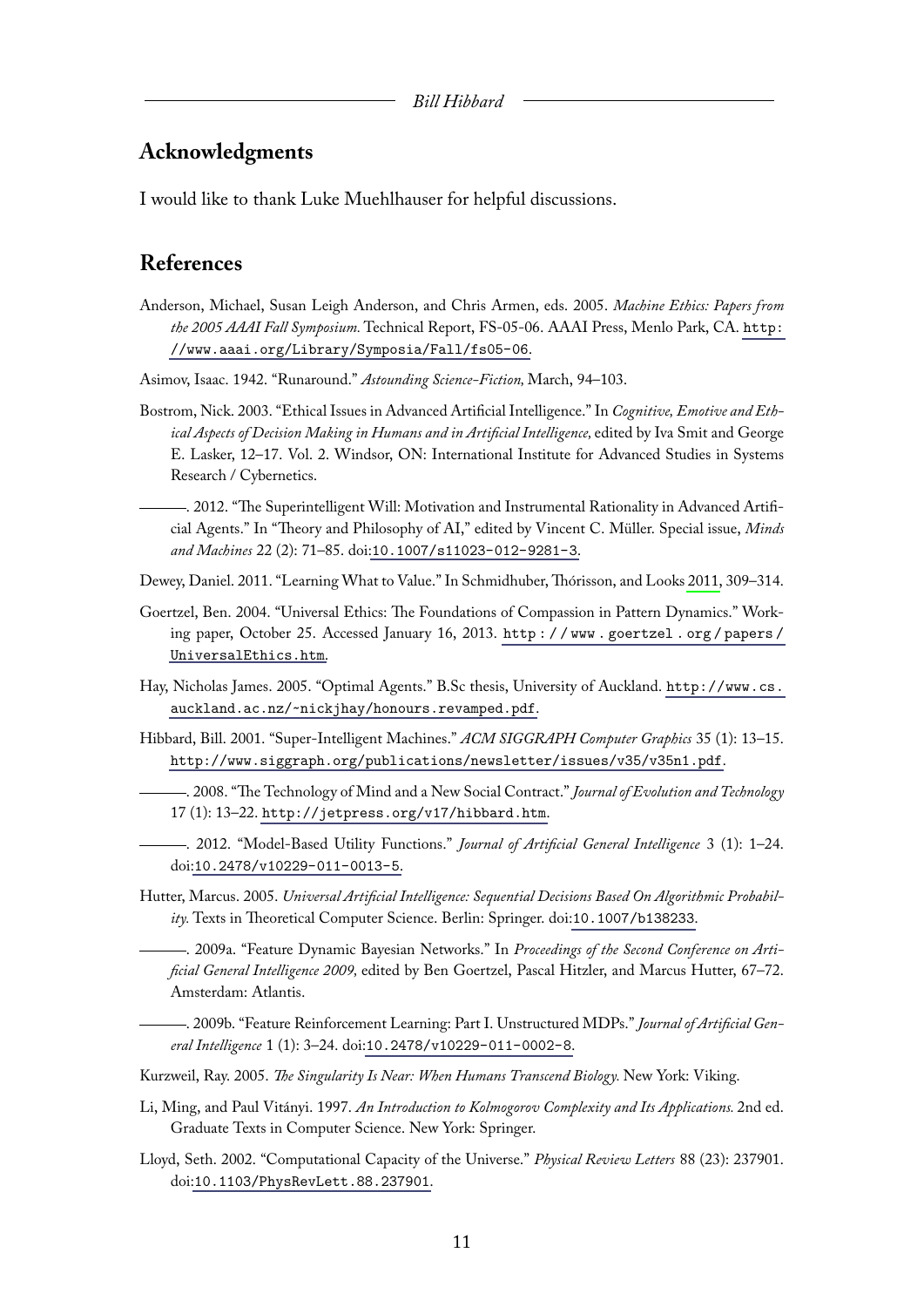## Acknowledgments

I would like to thank Luke Muehlhauser for helpful discussions.

## References

Anderson, Michael, Susan Leigh Anderson, and Chris Armen, eds. 2005. *Machine Ethics: Papers from the 2005 AAAI Fall Symposium.* Technical Report, FS-05-06. AAAI Press, Menlo Park, CA. http://www.aaai.org/Library/Symposia/Fall/fs05-06.

Asimov, Isaac. 1942. "Runaround." *Astounding Science-Fiction,* March, 94–103.

Bostrom, Nick. 2003. "Ethical Issues in Advanced Artificial Intelligence." In *Cognitive, Emotive and Ethical Aspects of Decision Making in Humans and in Artificial Intelligence,* edited by Iva Smit and George E. Lasker, 12–17. Vol. 2. Windsor, ON: International Institute for Advanced Studies in Systems Research / Cybernetics.

———. 2012. "The Superintelligent Will: Motivation and Instrumental Rationality in Advanced Artificial Agents." In "Theory and Philosophy of AI," edited by Vincent C. Müller. Special issue, *Minds and Machines* 22 (2): 71–85. doi:10.1007/s11023-012-9281-3.

Dewey, Daniel. 2011. "Learning What to Value." In Schmidhuber, Thórisson, and Looks 2011, 309–314.

Goertzel, Ben. 2004. "Universal Ethics: The Foundations of Compassion in Pattern Dynamics." Working paper, October 25. Accessed January 16, 2013. http://www.goertzel.org/papers/UniversalEthics.htm.

Hay, Nicholas James. 2005. "Optimal Agents." B.Sc thesis, University of Auckland. http://www.cs.auckland.ac.nz/~nickjhay/honours.revamped.pdf.

Hibbard, Bill. 2001. "Super-Intelligent Machines." *ACM SIGGRAPH Computer Graphics* 35 (1): 13–15. http://www.siggraph.org/publications/newsletter/issues/v35/v35n1.pdf.

———. 2008. "The Technology of Mind and a New Social Contract." *Journal of Evolution and Technology* 17 (1): 13–22. http://jetpress.org/v17/hibbard.htm.

———. 2012. "Model-Based Utility Functions." *Journal of Artificial General Intelligence* 3 (1): 1–24. doi:10.2478/v10229-011-0013-5.

Hutter, Marcus. 2005. *Universal Artificial Intelligence: Sequential Decisions Based On Algorithmic Probability.* Texts in Theoretical Computer Science. Berlin: Springer. doi:10.1007/b138233.

———. 2009a. "Feature Dynamic Bayesian Networks." In *Proceedings of the Second Conference on Artificial General Intelligence 2009,* edited by Ben Goertzel, Pascal Hitzler, and Marcus Hutter, 67–72. Amsterdam: Atlantis.

———. 2009b. "Feature Reinforcement Learning: Part I. Unstructured MDPs." *Journal of Artificial General Intelligence* 1 (1): 3–24. doi:10.2478/v10229-011-0002-8.

Kurzweil, Ray. 2005. *The Singularity Is Near: When Humans Transcend Biology.* New York: Viking.

Li, Ming, and Paul Vitányi. 1997. *An Introduction to Kolmogorov Complexity and Its Applications.* 2nd ed. Graduate Texts in Computer Science. New York: Springer.

Lloyd, Seth. 2002. "Computational Capacity of the Universe." *Physical Review Letters* 88 (23): 237901. doi:10.1103/PhysRevLett.88.237901.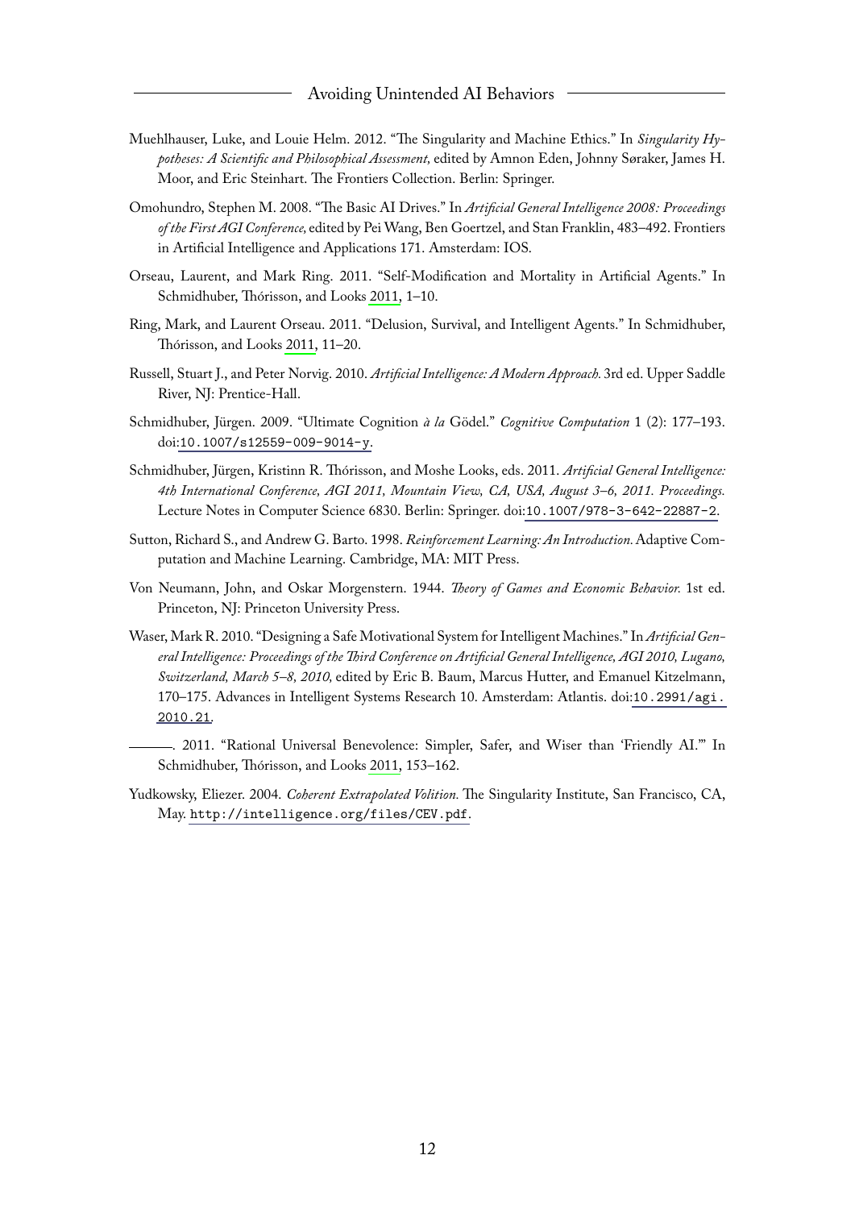Muehlhauser, Luke, and Louie Helm. 2012. "The Singularity and Machine Ethics." In *Singularity Hypotheses: A Scientific and Philosophical Assessment,* edited by Amnon Eden, Johnny Søraker, James H. Moor, and Eric Steinhart. The Frontiers Collection. Berlin: Springer.

Omohundro, Stephen M. 2008. "The Basic AI Drives." In *Artificial General Intelligence 2008: Proceedings of the First AGI Conference,* edited by Pei Wang, Ben Goertzel, and Stan Franklin, 483–492. Frontiers in Artificial Intelligence and Applications 171. Amsterdam: IOS.

Orseau, Laurent, and Mark Ring. 2011. "Self-Modification and Mortality in Artificial Agents." In Schmidhuber, Thórisson, and Looks 2011, 1–10.

Ring, Mark, and Laurent Orseau. 2011. "Delusion, Survival, and Intelligent Agents." In Schmidhuber, Thórisson, and Looks 2011, 11–20.

Russell, Stuart J., and Peter Norvig. 2010. *Artificial Intelligence: A Modern Approach.* 3rd ed. Upper Saddle River, NJ: Prentice-Hall.

Schmidhuber, Jürgen. 2009. "Ultimate Cognition *à la* Gödel." *Cognitive Computation* 1 (2): 177–193. doi:10.1007/s12559-009-9014-y.

Schmidhuber, Jürgen, Kristinn R. Thórisson, and Moshe Looks, eds. 2011. *Artificial General Intelligence: 4th International Conference, AGI 2011, Mountain View, CA, USA, August 3–6, 2011. Proceedings.* Lecture Notes in Computer Science 6830. Berlin: Springer. doi:10.1007/978-3-642-22887-2.

Sutton, Richard S., and Andrew G. Barto. 1998. *Reinforcement Learning: An Introduction.* Adaptive Computation and Machine Learning. Cambridge, MA: MIT Press.

Von Neumann, John, and Oskar Morgenstern. 1944. *Theory of Games and Economic Behavior.* 1st ed. Princeton, NJ: Princeton University Press.

Waser, Mark R. 2010. "Designing a Safe Motivational System for Intelligent Machines." In *Artificial General Intelligence: Proceedings of the Third Conference on Artificial General Intelligence, AGI 2010, Lugano, Switzerland, March 5–8, 2010,* edited by Eric B. Baum, Marcus Hutter, and Emanuel Kitzelmann, 170–175. Advances in Intelligent Systems Research 10. Amsterdam: Atlantis. doi:10.2991/agi.2010.21.

———. 2011. "Rational Universal Benevolence: Simpler, Safer, and Wiser than 'Friendly AI.'" In Schmidhuber, Thórisson, and Looks 2011, 153–162.

Yudkowsky, Eliezer. 2004. *Coherent Extrapolated Volition.* The Singularity Institute, San Francisco, CA, May. http://intelligence.org/files/CEV.pdf.